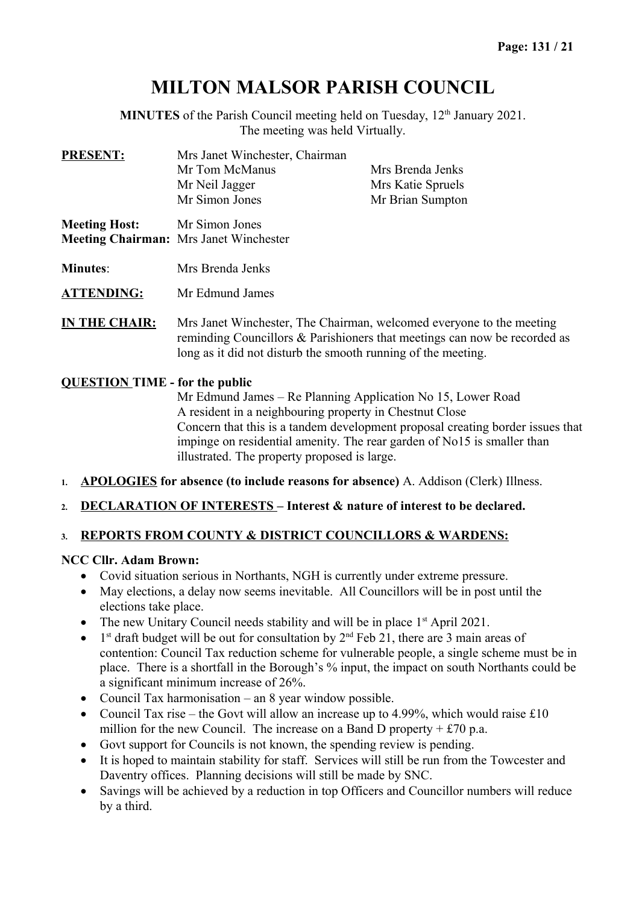# MILTON MALSOR PARISH COUNCIL

**MINUTES** of the Parish Council meeting held on Tuesday, 12th January 2021.
The meeting was held Virtually.

**PRESENT:** Mrs Janet Winchester, Chairman
Mr Tom McManus
Mr Neil Jagger
Mr Simon Jones
Mrs Brenda Jenks
Mrs Katie Spruels
Mr Brian Sumpton

**Meeting Host:** Mr Simon Jones
**Meeting Chairman:** Mrs Janet Winchester

**Minutes**: Mrs Brenda Jenks

**ATTENDING:** Mr Edmund James

**IN THE CHAIR:** Mrs Janet Winchester, The Chairman, welcomed everyone to the meeting reminding Councillors & Parishioners that meetings can now be recorded as long as it did not disturb the smooth running of the meeting.

**QUESTION TIME - for the public**

Mr Edmund James – Re Planning Application No 15, Lower Road
A resident in a neighbouring property in Chestnut Close
Concern that this is a tandem development proposal creating border issues that impinge on residential amenity. The rear garden of No15 is smaller than illustrated. The property proposed is large.

1. **APOLOGIES for absence (to include reasons for absence)** A. Addison (Clerk) Illness.

2. **DECLARATION OF INTERESTS – Interest & nature of interest to be declared.**

3. **REPORTS FROM COUNTY & DISTRICT COUNCILLORS & WARDENS:**

**NCC Cllr. Adam Brown:**

- Covid situation serious in Northants, NGH is currently under extreme pressure.
- May elections, a delay now seems inevitable. All Councillors will be in post until the elections take place.
- The new Unitary Council needs stability and will be in place 1st April 2021.
- 1st draft budget will be out for consultation by 2nd Feb 21, there are 3 main areas of contention: Council Tax reduction scheme for vulnerable people, a single scheme must be in place. There is a shortfall in the Borough's % input, the impact on south Northants could be a significant minimum increase of 26%.
- Council Tax harmonisation – an 8 year window possible.
- Council Tax rise – the Govt will allow an increase up to 4.99%, which would raise £10 million for the new Council. The increase on a Band D property + £70 p.a.
- Govt support for Councils is not known, the spending review is pending.
- It is hoped to maintain stability for staff. Services will still be run from the Towcester and Daventry offices. Planning decisions will still be made by SNC.
- Savings will be achieved by a reduction in top Officers and Councillor numbers will reduce by a third.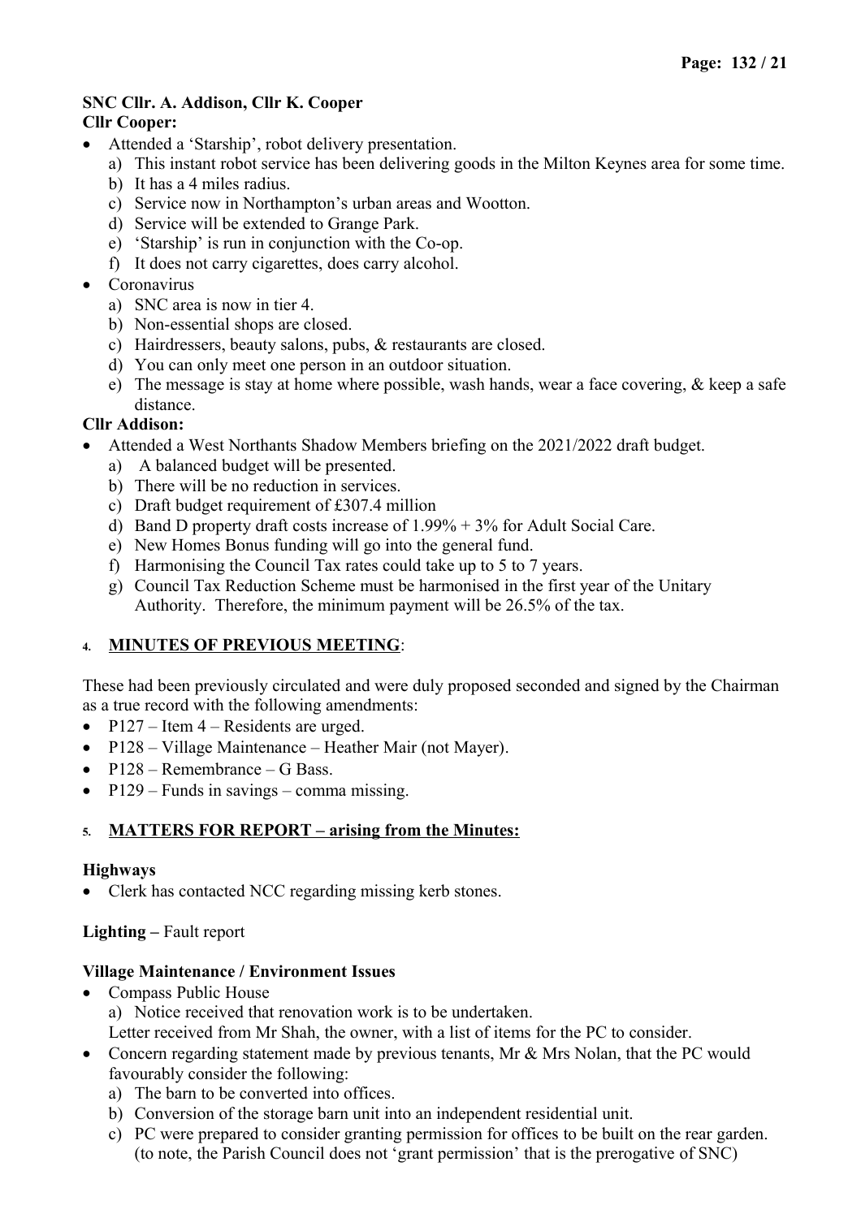**SNC Cllr. A. Addison, Cllr K. Cooper**
**Cllr Cooper:**

- Attended a 'Starship', robot delivery presentation.
  - a) This instant robot service has been delivering goods in the Milton Keynes area for some time.
  - b) It has a 4 miles radius.
  - c) Service now in Northampton's urban areas and Wootton.
  - d) Service will be extended to Grange Park.
  - e) 'Starship' is run in conjunction with the Co-op.
  - f) It does not carry cigarettes, does carry alcohol.
- Coronavirus
  - a) SNC area is now in tier 4.
  - b) Non-essential shops are closed.
  - c) Hairdressers, beauty salons, pubs, & restaurants are closed.
  - d) You can only meet one person in an outdoor situation.
  - e) The message is stay at home where possible, wash hands, wear a face covering, & keep a safe distance.

**Cllr Addison:**

- Attended a West Northants Shadow Members briefing on the 2021/2022 draft budget.
  - a) A balanced budget will be presented.
  - b) There will be no reduction in services.
  - c) Draft budget requirement of £307.4 million
  - d) Band D property draft costs increase of 1.99% + 3% for Adult Social Care.
  - e) New Homes Bonus funding will go into the general fund.
  - f) Harmonising the Council Tax rates could take up to 5 to 7 years.
  - g) Council Tax Reduction Scheme must be harmonised in the first year of the Unitary Authority. Therefore, the minimum payment will be 26.5% of the tax.

## 4. MINUTES OF PREVIOUS MEETING:

These had been previously circulated and were duly proposed seconded and signed by the Chairman as a true record with the following amendments:

- P127 – Item 4 – Residents are urged.
- P128 – Village Maintenance – Heather Mair (not Mayer).
- P128 – Remembrance – G Bass.
- P129 – Funds in savings – comma missing.

## 5. MATTERS FOR REPORT – arising from the Minutes:

**Highways**

- Clerk has contacted NCC regarding missing kerb stones.

**Lighting –** Fault report

**Village Maintenance / Environment Issues**

- Compass Public House
  - a) Notice received that renovation work is to be undertaken.
  
  Letter received from Mr Shah, the owner, with a list of items for the PC to consider.
- Concern regarding statement made by previous tenants, Mr & Mrs Nolan, that the PC would favourably consider the following:
  - a) The barn to be converted into offices.
  - b) Conversion of the storage barn unit into an independent residential unit.
  - c) PC were prepared to consider granting permission for offices to be built on the rear garden. (to note, the Parish Council does not 'grant permission' that is the prerogative of SNC)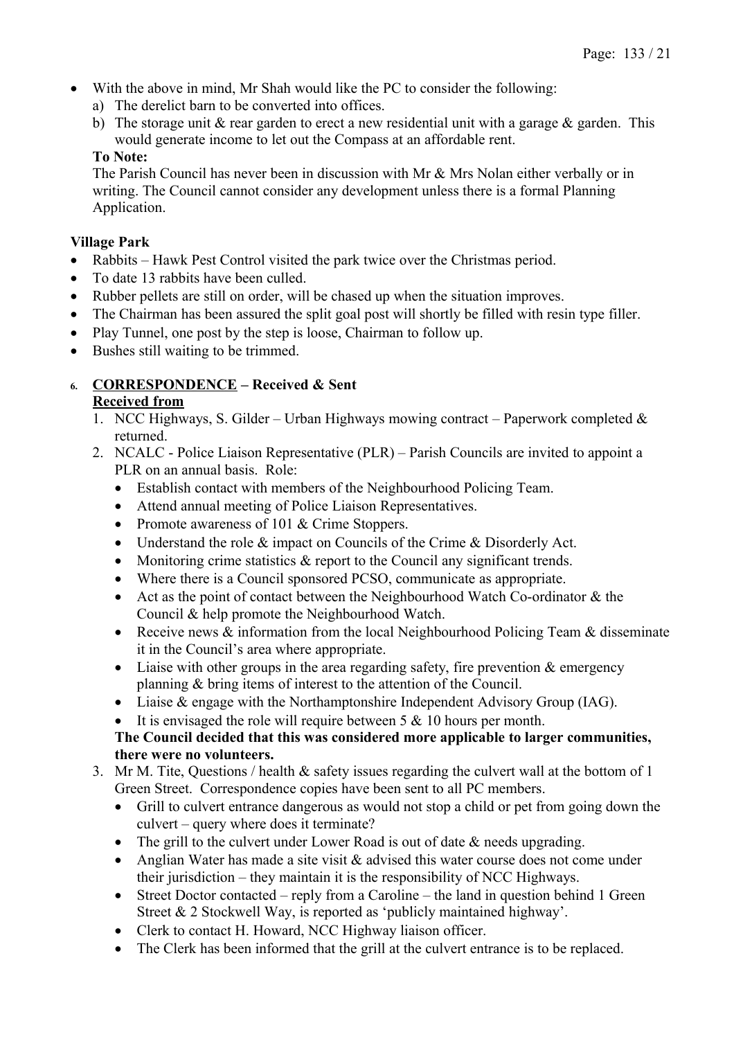- With the above in mind, Mr Shah would like the PC to consider the following:
  a) The derelict barn to be converted into offices.
  b) The storage unit & rear garden to erect a new residential unit with a garage & garden. This would generate income to let out the Compass at an affordable rent.

  **To Note:**
  The Parish Council has never been in discussion with Mr & Mrs Nolan either verbally or in writing. The Council cannot consider any development unless there is a formal Planning Application.

**Village Park**

- Rabbits – Hawk Pest Control visited the park twice over the Christmas period.
- To date 13 rabbits have been culled.
- Rubber pellets are still on order, will be chased up when the situation improves.
- The Chairman has been assured the split goal post will shortly be filled with resin type filler.
- Play Tunnel, one post by the step is loose, Chairman to follow up.
- Bushes still waiting to be trimmed.

6. **CORRESPONDENCE – Received & Sent**

**Received from**

1. NCC Highways, S. Gilder – Urban Highways mowing contract – Paperwork completed & returned.
2. NCALC - Police Liaison Representative (PLR) – Parish Councils are invited to appoint a PLR on an annual basis. Role:
   - Establish contact with members of the Neighbourhood Policing Team.
   - Attend annual meeting of Police Liaison Representatives.
   - Promote awareness of 101 & Crime Stoppers.
   - Understand the role & impact on Councils of the Crime & Disorderly Act.
   - Monitoring crime statistics & report to the Council any significant trends.
   - Where there is a Council sponsored PCSO, communicate as appropriate.
   - Act as the point of contact between the Neighbourhood Watch Co-ordinator & the Council & help promote the Neighbourhood Watch.
   - Receive news & information from the local Neighbourhood Policing Team & disseminate it in the Council's area where appropriate.
   - Liaise with other groups in the area regarding safety, fire prevention & emergency planning & bring items of interest to the attention of the Council.
   - Liaise & engage with the Northamptonshire Independent Advisory Group (IAG).
   - It is envisaged the role will require between 5 & 10 hours per month.

   **The Council decided that this was considered more applicable to larger communities, there were no volunteers.**
3. Mr M. Tite, Questions / health & safety issues regarding the culvert wall at the bottom of 1 Green Street. Correspondence copies have been sent to all PC members.
   - Grill to culvert entrance dangerous as would not stop a child or pet from going down the culvert – query where does it terminate?
   - The grill to the culvert under Lower Road is out of date & needs upgrading.
   - Anglian Water has made a site visit & advised this water course does not come under their jurisdiction – they maintain it is the responsibility of NCC Highways.
   - Street Doctor contacted – reply from a Caroline – the land in question behind 1 Green Street & 2 Stockwell Way, is reported as 'publicly maintained highway'.
   - Clerk to contact H. Howard, NCC Highway liaison officer.
   - The Clerk has been informed that the grill at the culvert entrance is to be replaced.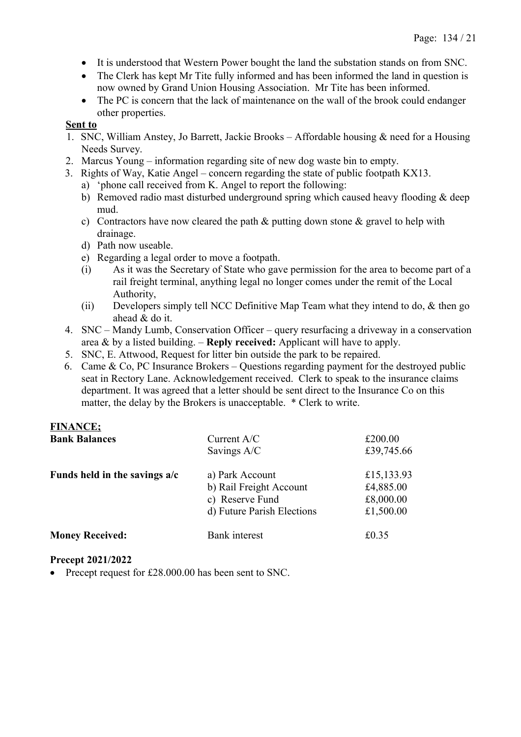- It is understood that Western Power bought the land the substation stands on from SNC.
- The Clerk has kept Mr Tite fully informed and has been informed the land in question is now owned by Grand Union Housing Association. Mr Tite has been informed.
- The PC is concern that the lack of maintenance on the wall of the brook could endanger other properties.

**Sent to**

1. SNC, William Anstey, Jo Barrett, Jackie Brooks – Affordable housing & need for a Housing Needs Survey.
2. Marcus Young – information regarding site of new dog waste bin to empty.
3. Rights of Way, Katie Angel – concern regarding the state of public footpath KX13.
   a) 'phone call received from K. Angel to report the following:
   b) Removed radio mast disturbed underground spring which caused heavy flooding & deep mud.
   c) Contractors have now cleared the path & putting down stone & gravel to help with drainage.
   d) Path now useable.
   e) Regarding a legal order to move a footpath.
   (i) As it was the Secretary of State who gave permission for the area to become part of a rail freight terminal, anything legal no longer comes under the remit of the Local Authority,
   (ii) Developers simply tell NCC Definitive Map Team what they intend to do, & then go ahead & do it.
4. SNC – Mandy Lumb, Conservation Officer – query resurfacing a driveway in a conservation area & by a listed building. – **Reply received:** Applicant will have to apply.
5. SNC, E. Attwood, Request for litter bin outside the park to be repaired.
6. Came & Co, PC Insurance Brokers – Questions regarding payment for the destroyed public seat in Rectory Lane. Acknowledgement received. Clerk to speak to the insurance claims department. It was agreed that a letter should be sent direct to the Insurance Co on this matter, the delay by the Brokers is unacceptable. * Clerk to write.

**FINANCE;**

| | | |
|---|---|---|
| **Bank Balances** | Current A/C | £200.00 |
| | Savings A/C | £39,745.66 |
| **Funds held in the savings a/c** | a) Park Account | £15,133.93 |
| | b) Rail Freight Account | £4,885.00 |
| | c) Reserve Fund | £8,000.00 |
| | d) Future Parish Elections | £1,500.00 |
| **Money Received:** | Bank interest | £0.35 |

**Precept 2021/2022**

- Precept request for £28.000.00 has been sent to SNC.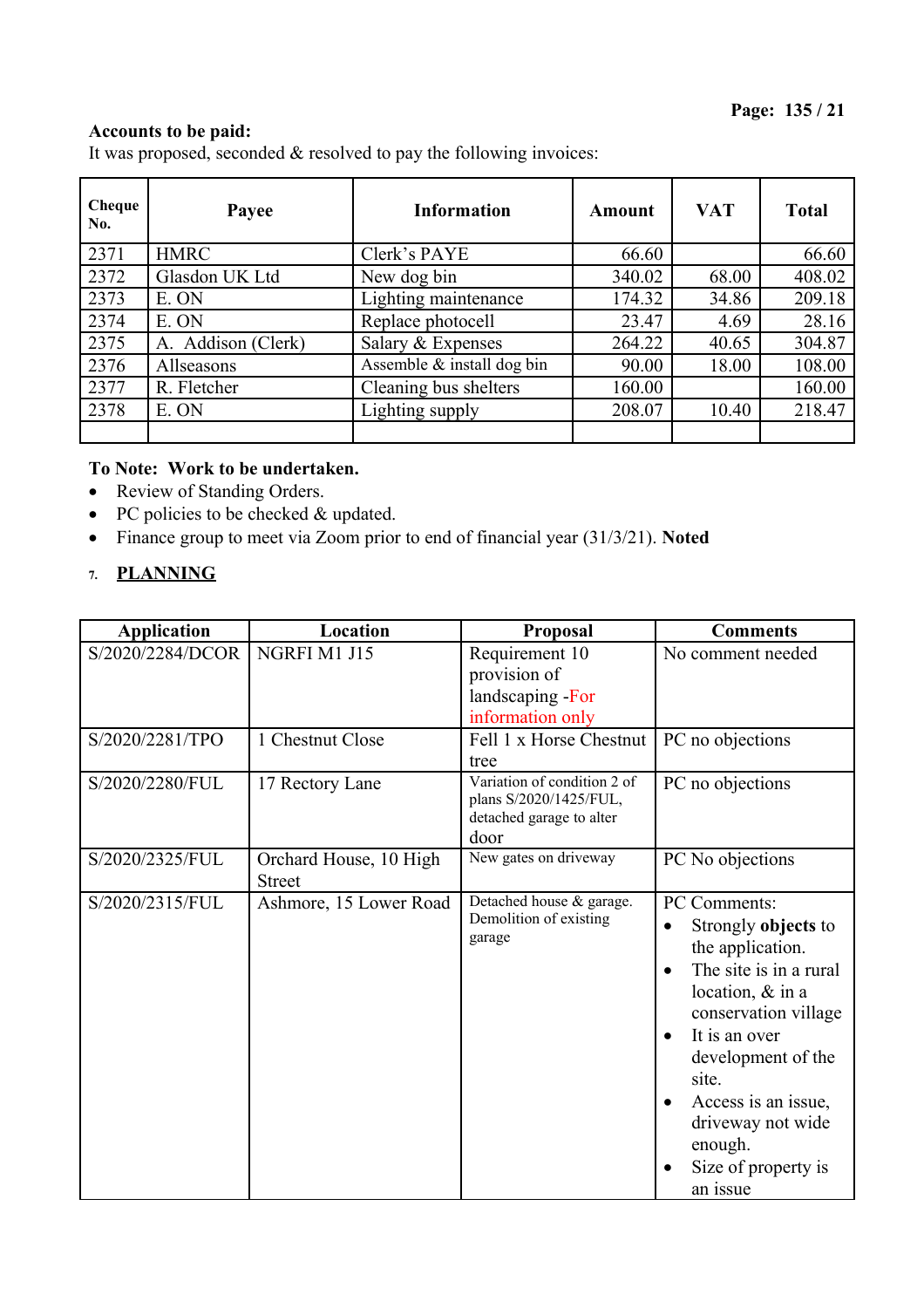**Accounts to be paid:**

It was proposed, seconded & resolved to pay the following invoices:

| Cheque No. | Payee | Information | Amount | VAT | Total |
|---|---|---|---|---|---|
| 2371 | HMRC | Clerk's PAYE | 66.60 | | 66.60 |
| 2372 | Glasdon UK Ltd | New dog bin | 340.02 | 68.00 | 408.02 |
| 2373 | E. ON | Lighting maintenance | 174.32 | 34.86 | 209.18 |
| 2374 | E. ON | Replace photocell | 23.47 | 4.69 | 28.16 |
| 2375 | A. Addison (Clerk) | Salary & Expenses | 264.22 | 40.65 | 304.87 |
| 2376 | Allseasons | Assemble & install dog bin | 90.00 | 18.00 | 108.00 |
| 2377 | R. Fletcher | Cleaning bus shelters | 160.00 | | 160.00 |
| 2378 | E. ON | Lighting supply | 208.07 | 10.40 | 218.47 |
| | | | | | |

**To Note: Work to be undertaken.**

- Review of Standing Orders.
- PC policies to be checked & updated.
- Finance group to meet via Zoom prior to end of financial year (31/3/21). **Noted**

7. **PLANNING**

| Application | Location | Proposal | Comments |
|---|---|---|---|
| S/2020/2284/DCOR | NGRFI M1 J15 | Requirement 10 provision of landscaping -For information only | No comment needed |
| S/2020/2281/TPO | 1 Chestnut Close | Fell 1 x Horse Chestnut tree | PC no objections |
| S/2020/2280/FUL | 17 Rectory Lane | Variation of condition 2 of plans S/2020/1425/FUL, detached garage to alter door | PC no objections |
| S/2020/2325/FUL | Orchard House, 10 High Street | New gates on driveway | PC No objections |
| S/2020/2315/FUL | Ashmore, 15 Lower Road | Detached house & garage. Demolition of existing garage | PC Comments:<br>• Strongly **objects** to the application.<br>• The site is in a rural location, & in a conservation village<br>• It is an over development of the site.<br>• Access is an issue, driveway not wide enough.<br>• Size of property is an issue |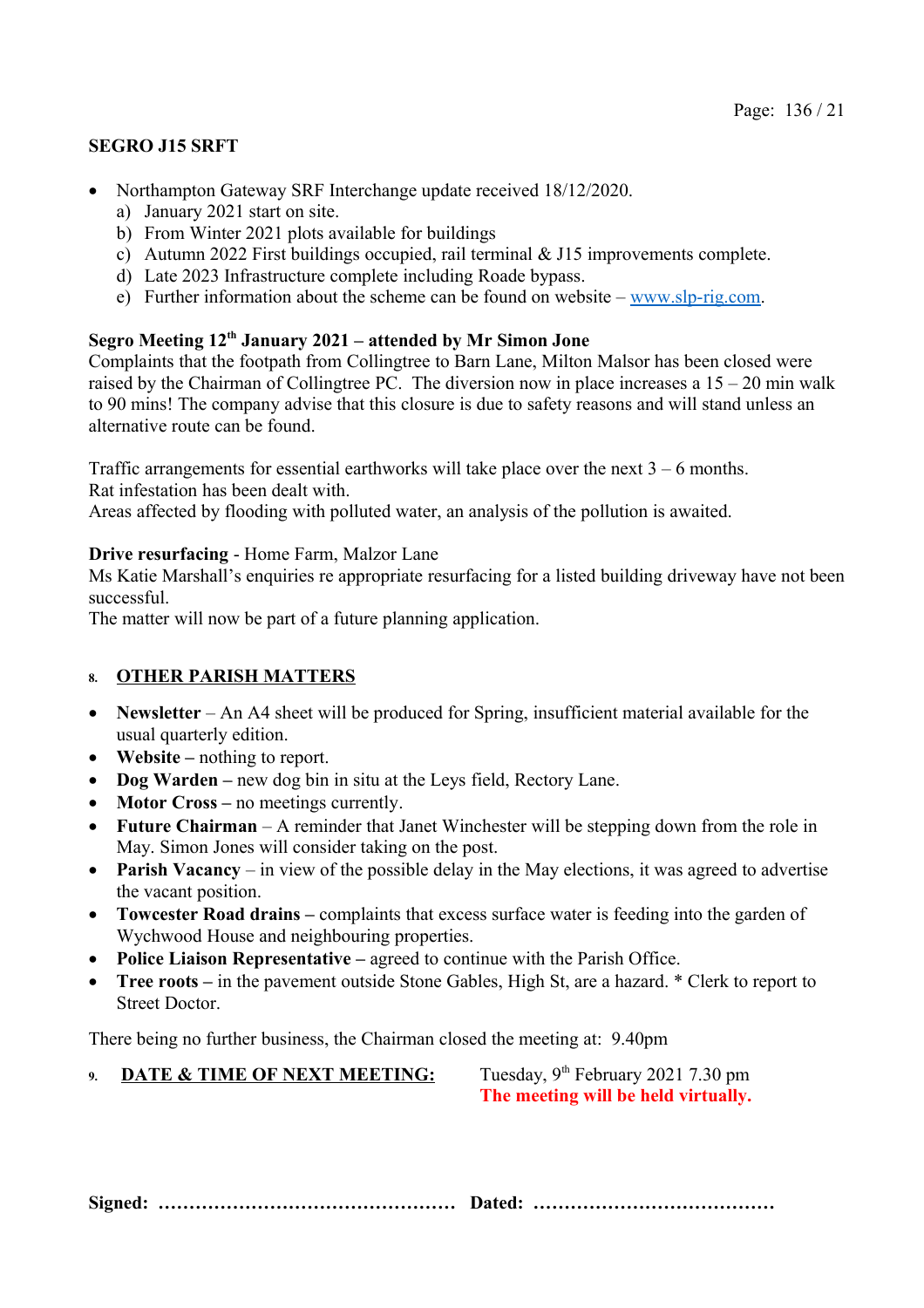**SEGRO J15 SRFT**

- Northampton Gateway SRF Interchange update received 18/12/2020.
  a) January 2021 start on site.
  b) From Winter 2021 plots available for buildings
  c) Autumn 2022 First buildings occupied, rail terminal & J15 improvements complete.
  d) Late 2023 Infrastructure complete including Roade bypass.
  e) Further information about the scheme can be found on website – [www.slp-rig.com](www.slp-rig.com).

**Segro Meeting 12th January 2021 – attended by Mr Simon Jone**
Complaints that the footpath from Collingtree to Barn Lane, Milton Malsor has been closed were raised by the Chairman of Collingtree PC. The diversion now in place increases a 15 – 20 min walk to 90 mins! The company advise that this closure is due to safety reasons and will stand unless an alternative route can be found.

Traffic arrangements for essential earthworks will take place over the next 3 – 6 months.
Rat infestation has been dealt with.
Areas affected by flooding with polluted water, an analysis of the pollution is awaited.

**Drive resurfacing** - Home Farm, Malzor Lane
Ms Katie Marshall's enquiries re appropriate resurfacing for a listed building driveway have not been successful.
The matter will now be part of a future planning application.

## 8. OTHER PARISH MATTERS

- **Newsletter** – An A4 sheet will be produced for Spring, insufficient material available for the usual quarterly edition.
- **Website –** nothing to report.
- **Dog Warden –** new dog bin in situ at the Leys field, Rectory Lane.
- **Motor Cross –** no meetings currently.
- **Future Chairman** – A reminder that Janet Winchester will be stepping down from the role in May. Simon Jones will consider taking on the post.
- **Parish Vacancy** – in view of the possible delay in the May elections, it was agreed to advertise the vacant position.
- **Towcester Road drains –** complaints that excess surface water is feeding into the garden of Wychwood House and neighbouring properties.
- **Police Liaison Representative –** agreed to continue with the Parish Office.
- **Tree roots –** in the pavement outside Stone Gables, High St, are a hazard. * Clerk to report to Street Doctor.

There being no further business, the Chairman closed the meeting at: 9.40pm

## 9. DATE & TIME OF NEXT MEETING:

Tuesday, 9th February 2021 7.30 pm
**The meeting will be held virtually.**

**Signed:** ………………………………………… **Dated:** …………………………………